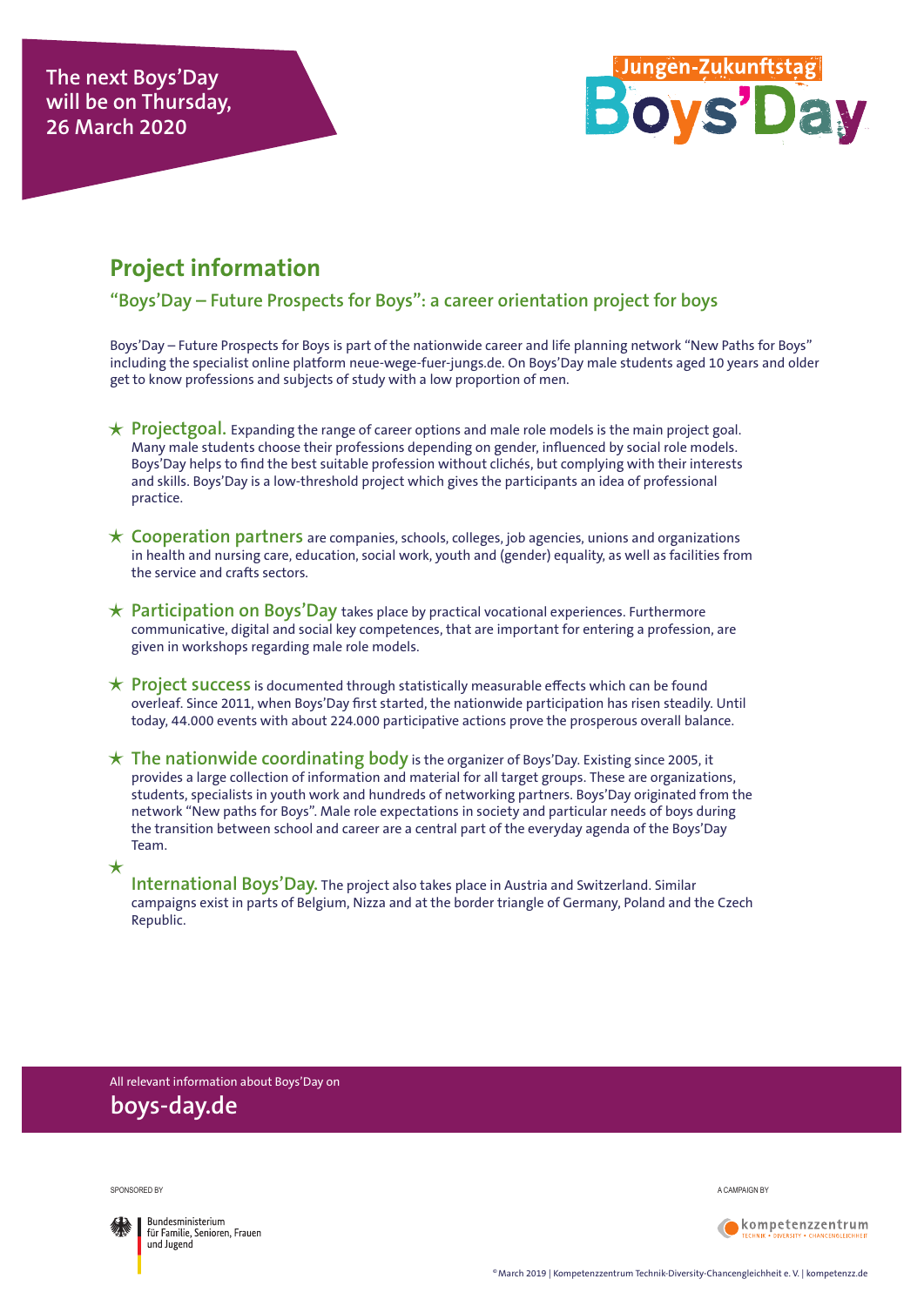The next Boys'Day will be on Thursday, 26 March 2020

Jungen-Zukunftstag
Boys'Day

# Project information

## "Boys'Day – Future Prospects for Boys": a career orientation project for boys

Boys'Day – Future Prospects for Boys is part of the nationwide career and life planning network "New Paths for Boys" including the specialist online platform neue-wege-fuer-jungs.de. On Boys'Day male students aged 10 years and older get to know professions and subjects of study with a low proportion of men.

★ **Projectgoal.** Expanding the range of career options and male role models is the main project goal. Many male students choose their professions depending on gender, influenced by social role models. Boys'Day helps to find the best suitable profession without clichés, but complying with their interests and skills. Boys'Day is a low-threshold project which gives the participants an idea of professional practice.

★ **Cooperation partners** are companies, schools, colleges, job agencies, unions and organizations in health and nursing care, education, social work, youth and (gender) equality, as well as facilities from the service and crafts sectors.

★ **Participation on Boys'Day** takes place by practical vocational experiences. Furthermore communicative, digital and social key competences, that are important for entering a profession, are given in workshops regarding male role models.

★ **Project success** is documented through statistically measurable effects which can be found overleaf. Since 2011, when Boys'Day first started, the nationwide participation has risen steadily. Until today, 44.000 events with about 224.000 participative actions prove the prosperous overall balance.

★ **The nationwide coordinating body** is the organizer of Boys'Day. Existing since 2005, it provides a large collection of information and material for all target groups. These are organizations, students, specialists in youth work and hundreds of networking partners. Boys'Day originated from the network "New paths for Boys". Male role expectations in society and particular needs of boys during the transition between school and career are a central part of the everyday agenda of the Boys'Day Team.

★ **International Boys'Day.** The project also takes place in Austria and Switzerland. Similar campaigns exist in parts of Belgium, Nizza and at the border triangle of Germany, Poland and the Czech Republic.

All relevant information about Boys'Day on
**boys-day.de**

SPONSORED BY

Bundesministerium für Familie, Senioren, Frauen und Jugend

A CAMPAIGN BY

kompetenzzentrum
TECHNIK • DIVERSITY • CHANCENGLEICHHEIT

© March 2019 | Kompetenzzentrum Technik-Diversity-Chancengleichheit e. V. | kompetenzz.de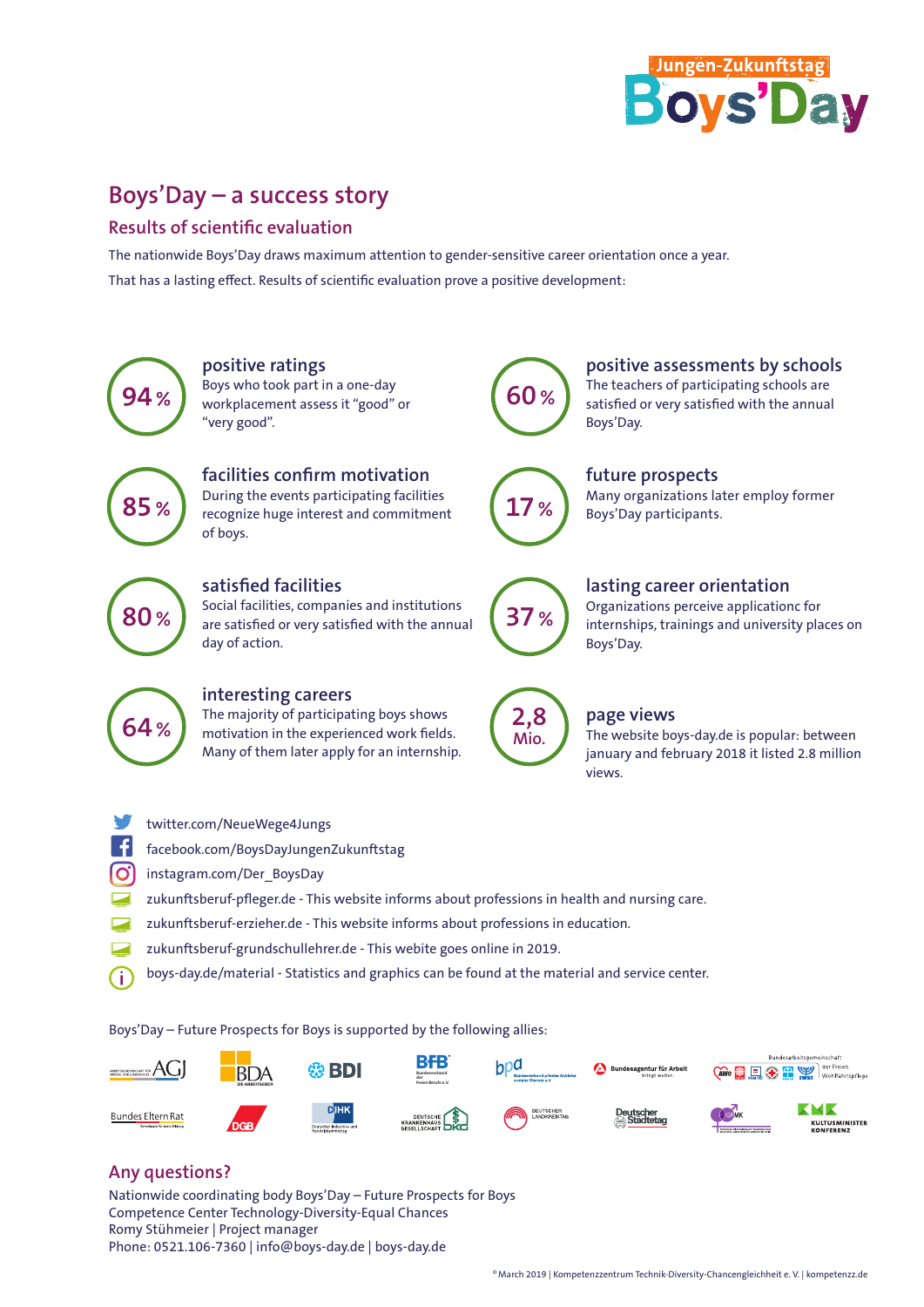Jungen-Zukunftstag
Boys'Day

# Boys'Day – a success story

## Results of scientific evaluation

The nationwide Boys'Day draws maximum attention to gender-sensitive career orientation once a year.

That has a lasting effect. Results of scientific evaluation prove a positive development:

**94 %**

### positive ratings

Boys who took part in a one-day workplacement assess it "good" or "very good".

**60 %**

### positive assessments by schools

The teachers of participating schools are satisfied or very satisfied with the annual Boys'Day.

**85 %**

### facilities confirm motivation

During the events participating facilities recognize huge interest and commitment of boys.

**17 %**

### future prospects

Many organizations later employ former Boys'Day participants.

**80 %**

### satisfied facilities

Social facilities, companies and institutions are satisfied or very satisfied with the annual day of action.

**37 %**

### lasting career orientation

Organizations perceive applicationc for internships, trainings and university places on Boys'Day.

**64 %**

### interesting careers

The majority of participating boys shows motivation in the experienced work fields. Many of them later apply for an internship.

**2,8 Mio.**

### page views

The website boys-day.de is popular: between january and february 2018 it listed 2.8 million views.

- twitter.com/NeueWege4Jungs
- facebook.com/BoysDayJungenZukunftstag
- instagram.com/Der_BoysDay
- zukunftsberuf-pfleger.de - This website informs about professions in health and nursing care.
- zukunftsberuf-erzieher.de - This website informs about professions in education.
- zukunftsberuf-grundschullehrer.de - This webite goes online in 2019.
- boys-day.de/material - Statistics and graphics can be found at the material and service center.

Boys'Day – Future Prospects for Boys is supported by the following allies:

AGJ, BDA, BDI, BFB, bpa, Bundesagentur für Arbeit, Bundesarbeitsgemeinschaft der Freien Wohlfahrtspflege, Bundes Eltern Rat, DGB, DIHK, Deutsche Krankenhausgesellschaft, Deutscher Landkreistag, Deutscher Städtetag, GFMK, KMK Kultusministerkonferenz

## Any questions?

Nationwide coordinating body Boys'Day – Future Prospects for Boys
Competence Center Technology-Diversity-Equal Chances
Romy Stühmeier | Project manager
Phone: 0521.106-7360 | info@boys-day.de | boys-day.de

© March 2019 | Kompetenzzentrum Technik-Diversity-Chancengleichheit e. V. | kompetenzz.de